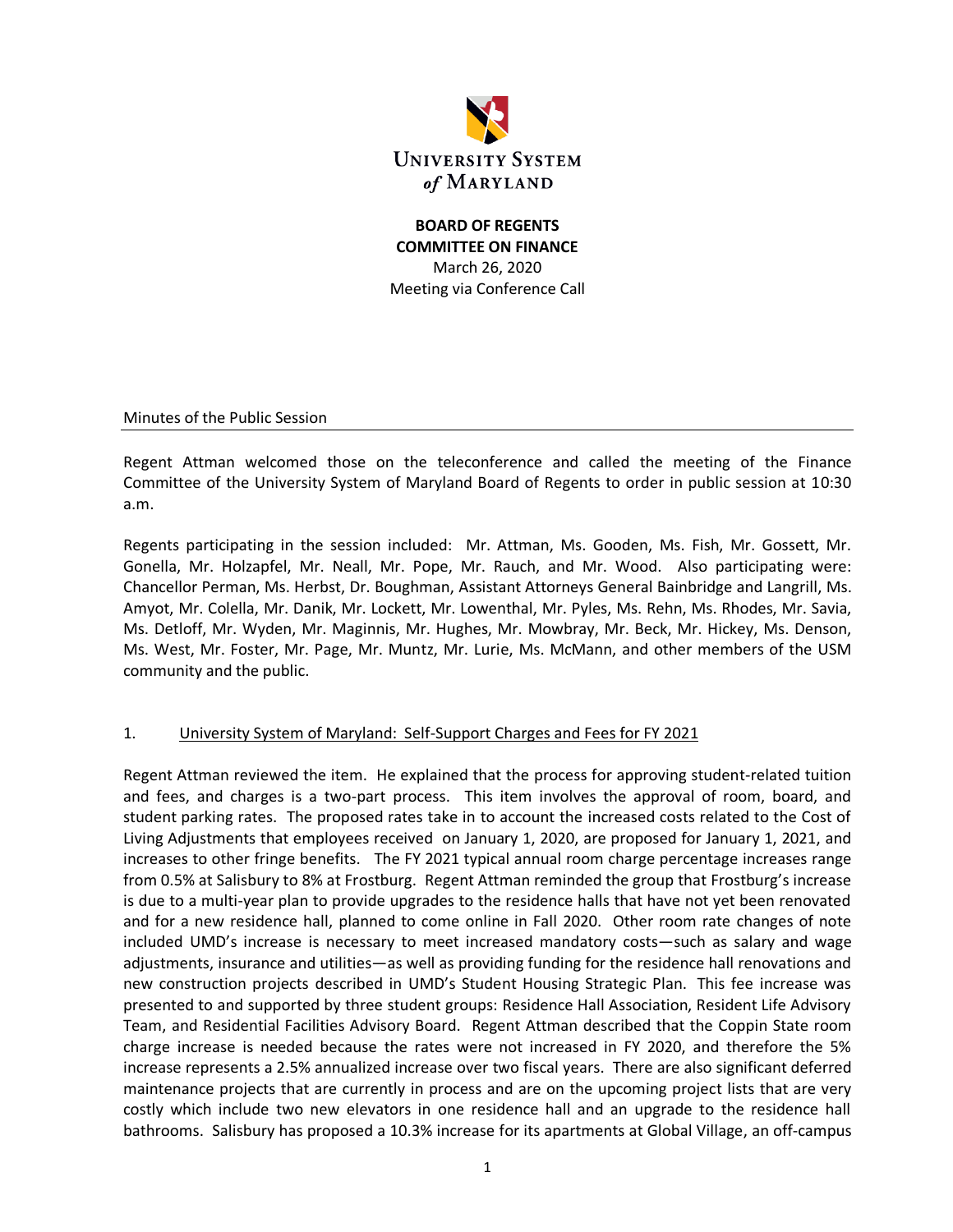**UNIVERSITY SYSTEM of MARYLAND**

**BOARD OF REGENTS**
**COMMITTEE ON FINANCE**
March 26, 2020
Meeting via Conference Call

Minutes of the Public Session

Regent Attman welcomed those on the teleconference and called the meeting of the Finance Committee of the University System of Maryland Board of Regents to order in public session at 10:30 a.m.

Regents participating in the session included: Mr. Attman, Ms. Gooden, Ms. Fish, Mr. Gossett, Mr. Gonella, Mr. Holzapfel, Mr. Neall, Mr. Pope, Mr. Rauch, and Mr. Wood. Also participating were: Chancellor Perman, Ms. Herbst, Dr. Boughman, Assistant Attorneys General Bainbridge and Langrill, Ms. Amyot, Mr. Colella, Mr. Danik, Mr. Lockett, Mr. Lowenthal, Mr. Pyles, Ms. Rehn, Ms. Rhodes, Mr. Savia, Ms. Detloff, Mr. Wyden, Mr. Maginnis, Mr. Hughes, Mr. Mowbray, Mr. Beck, Mr. Hickey, Ms. Denson, Ms. West, Mr. Foster, Mr. Page, Mr. Muntz, Mr. Lurie, Ms. McMann, and other members of the USM community and the public.

1. University System of Maryland: Self-Support Charges and Fees for FY 2021

Regent Attman reviewed the item. He explained that the process for approving student-related tuition and fees, and charges is a two-part process. This item involves the approval of room, board, and student parking rates. The proposed rates take in to account the increased costs related to the Cost of Living Adjustments that employees received on January 1, 2020, are proposed for January 1, 2021, and increases to other fringe benefits. The FY 2021 typical annual room charge percentage increases range from 0.5% at Salisbury to 8% at Frostburg. Regent Attman reminded the group that Frostburg's increase is due to a multi-year plan to provide upgrades to the residence halls that have not yet been renovated and for a new residence hall, planned to come online in Fall 2020. Other room rate changes of note included UMD's increase is necessary to meet increased mandatory costs—such as salary and wage adjustments, insurance and utilities—as well as providing funding for the residence hall renovations and new construction projects described in UMD's Student Housing Strategic Plan. This fee increase was presented to and supported by three student groups: Residence Hall Association, Resident Life Advisory Team, and Residential Facilities Advisory Board. Regent Attman described that the Coppin State room charge increase is needed because the rates were not increased in FY 2020, and therefore the 5% increase represents a 2.5% annualized increase over two fiscal years. There are also significant deferred maintenance projects that are currently in process and are on the upcoming project lists that are very costly which include two new elevators in one residence hall and an upgrade to the residence hall bathrooms. Salisbury has proposed a 10.3% increase for its apartments at Global Village, an off-campus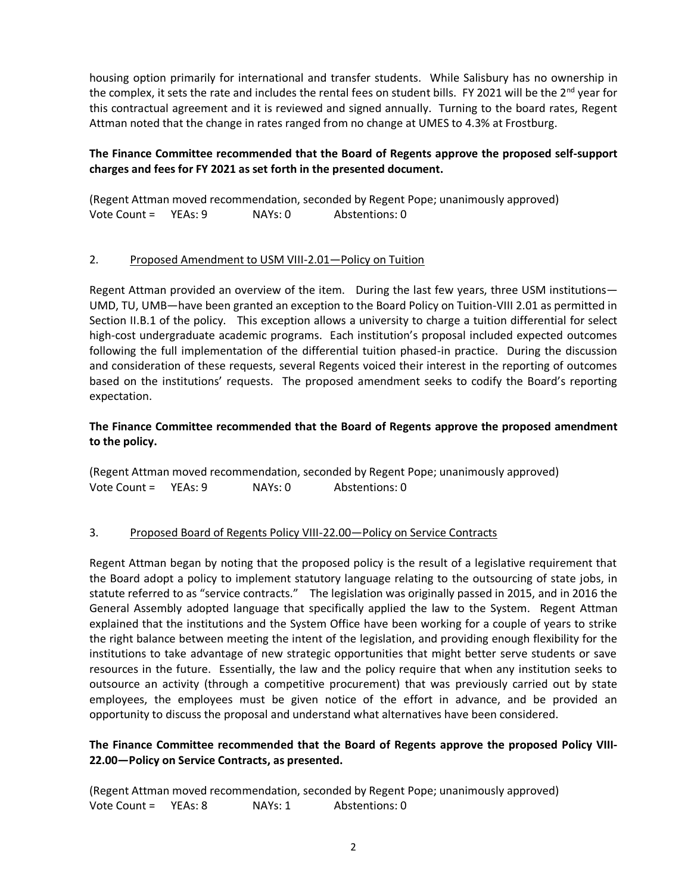housing option primarily for international and transfer students. While Salisbury has no ownership in the complex, it sets the rate and includes the rental fees on student bills. FY 2021 will be the 2nd year for this contractual agreement and it is reviewed and signed annually. Turning to the board rates, Regent Attman noted that the change in rates ranged from no change at UMES to 4.3% at Frostburg.

**The Finance Committee recommended that the Board of Regents approve the proposed self-support charges and fees for FY 2021 as set forth in the presented document.**

(Regent Attman moved recommendation, seconded by Regent Pope; unanimously approved)
Vote Count = YEAs: 9 NAYs: 0 Abstentions: 0

2. Proposed Amendment to USM VIII-2.01—Policy on Tuition

Regent Attman provided an overview of the item. During the last few years, three USM institutions—UMD, TU, UMB—have been granted an exception to the Board Policy on Tuition-VIII 2.01 as permitted in Section II.B.1 of the policy. This exception allows a university to charge a tuition differential for select high-cost undergraduate academic programs. Each institution's proposal included expected outcomes following the full implementation of the differential tuition phased-in practice. During the discussion and consideration of these requests, several Regents voiced their interest in the reporting of outcomes based on the institutions' requests. The proposed amendment seeks to codify the Board's reporting expectation.

**The Finance Committee recommended that the Board of Regents approve the proposed amendment to the policy.**

(Regent Attman moved recommendation, seconded by Regent Pope; unanimously approved)
Vote Count = YEAs: 9 NAYs: 0 Abstentions: 0

3. Proposed Board of Regents Policy VIII-22.00—Policy on Service Contracts

Regent Attman began by noting that the proposed policy is the result of a legislative requirement that the Board adopt a policy to implement statutory language relating to the outsourcing of state jobs, in statute referred to as "service contracts." The legislation was originally passed in 2015, and in 2016 the General Assembly adopted language that specifically applied the law to the System. Regent Attman explained that the institutions and the System Office have been working for a couple of years to strike the right balance between meeting the intent of the legislation, and providing enough flexibility for the institutions to take advantage of new strategic opportunities that might better serve students or save resources in the future. Essentially, the law and the policy require that when any institution seeks to outsource an activity (through a competitive procurement) that was previously carried out by state employees, the employees must be given notice of the effort in advance, and be provided an opportunity to discuss the proposal and understand what alternatives have been considered.

**The Finance Committee recommended that the Board of Regents approve the proposed Policy VIII-22.00—Policy on Service Contracts, as presented.**

(Regent Attman moved recommendation, seconded by Regent Pope; unanimously approved)
Vote Count = YEAs: 8 NAYs: 1 Abstentions: 0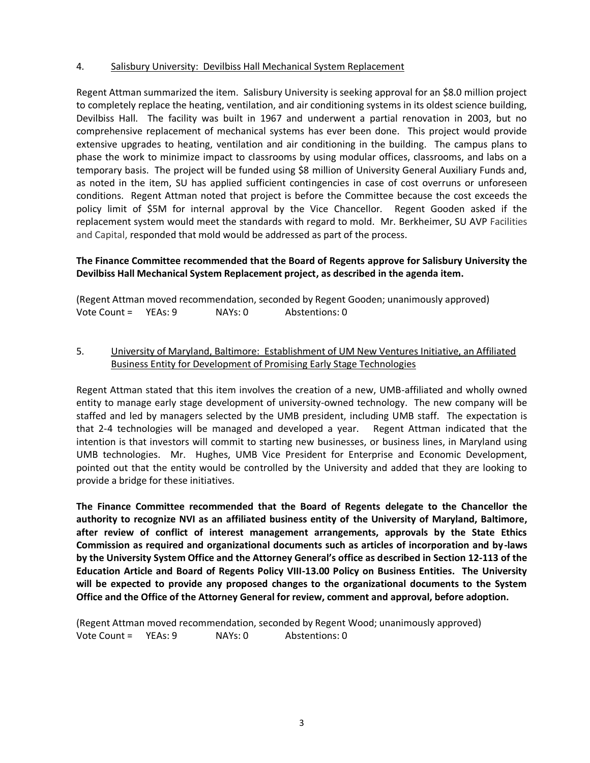4. Salisbury University: Devilbiss Hall Mechanical System Replacement

Regent Attman summarized the item. Salisbury University is seeking approval for an $8.0 million project to completely replace the heating, ventilation, and air conditioning systems in its oldest science building, Devilbiss Hall. The facility was built in 1967 and underwent a partial renovation in 2003, but no comprehensive replacement of mechanical systems has ever been done. This project would provide extensive upgrades to heating, ventilation and air conditioning in the building. The campus plans to phase the work to minimize impact to classrooms by using modular offices, classrooms, and labs on a temporary basis. The project will be funded using $8 million of University General Auxiliary Funds and, as noted in the item, SU has applied sufficient contingencies in case of cost overruns or unforeseen conditions. Regent Attman noted that project is before the Committee because the cost exceeds the policy limit of $5M for internal approval by the Vice Chancellor. Regent Gooden asked if the replacement system would meet the standards with regard to mold. Mr. Berkheimer, SU AVP Facilities and Capital, responded that mold would be addressed as part of the process.

**The Finance Committee recommended that the Board of Regents approve for Salisbury University the Devilbiss Hall Mechanical System Replacement project, as described in the agenda item.**

(Regent Attman moved recommendation, seconded by Regent Gooden; unanimously approved)
Vote Count = YEAs: 9 NAYs: 0 Abstentions: 0

5. University of Maryland, Baltimore: Establishment of UM New Ventures Initiative, an Affiliated Business Entity for Development of Promising Early Stage Technologies

Regent Attman stated that this item involves the creation of a new, UMB-affiliated and wholly owned entity to manage early stage development of university-owned technology. The new company will be staffed and led by managers selected by the UMB president, including UMB staff. The expectation is that 2-4 technologies will be managed and developed a year. Regent Attman indicated that the intention is that investors will commit to starting new businesses, or business lines, in Maryland using UMB technologies. Mr. Hughes, UMB Vice President for Enterprise and Economic Development, pointed out that the entity would be controlled by the University and added that they are looking to provide a bridge for these initiatives.

**The Finance Committee recommended that the Board of Regents delegate to the Chancellor the authority to recognize NVI as an affiliated business entity of the University of Maryland, Baltimore, after review of conflict of interest management arrangements, approvals by the State Ethics Commission as required and organizational documents such as articles of incorporation and by-laws by the University System Office and the Attorney General's office as described in Section 12-113 of the Education Article and Board of Regents Policy VIII-13.00 Policy on Business Entities. The University will be expected to provide any proposed changes to the organizational documents to the System Office and the Office of the Attorney General for review, comment and approval, before adoption.**

(Regent Attman moved recommendation, seconded by Regent Wood; unanimously approved)
Vote Count = YEAs: 9 NAYs: 0 Abstentions: 0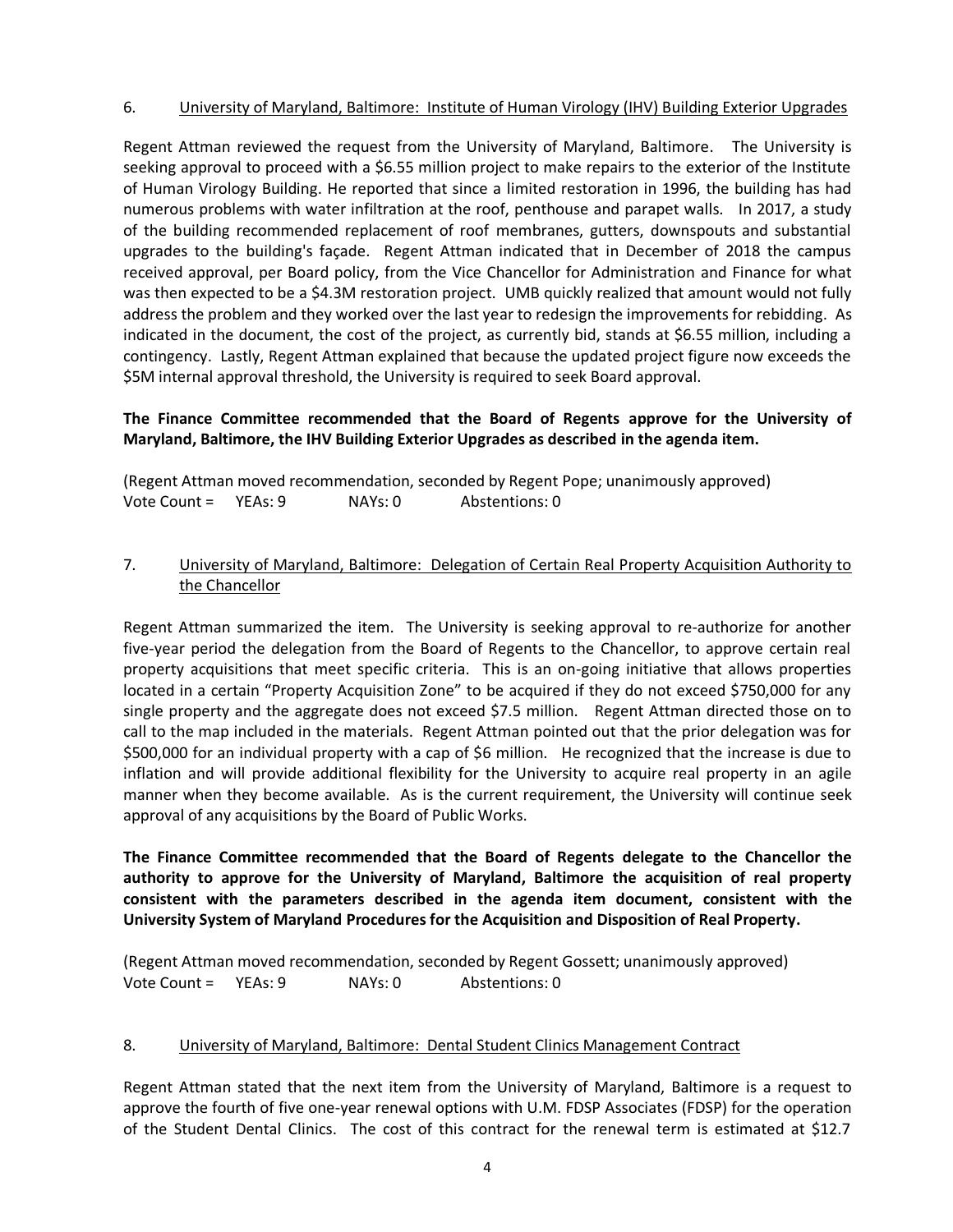6. <u>University of Maryland, Baltimore: Institute of Human Virology (IHV) Building Exterior Upgrades</u>

Regent Attman reviewed the request from the University of Maryland, Baltimore. The University is seeking approval to proceed with a $6.55 million project to make repairs to the exterior of the Institute of Human Virology Building. He reported that since a limited restoration in 1996, the building has had numerous problems with water infiltration at the roof, penthouse and parapet walls. In 2017, a study of the building recommended replacement of roof membranes, gutters, downspouts and substantial upgrades to the building's façade. Regent Attman indicated that in December of 2018 the campus received approval, per Board policy, from the Vice Chancellor for Administration and Finance for what was then expected to be a $4.3M restoration project. UMB quickly realized that amount would not fully address the problem and they worked over the last year to redesign the improvements for rebidding. As indicated in the document, the cost of the project, as currently bid, stands at $6.55 million, including a contingency. Lastly, Regent Attman explained that because the updated project figure now exceeds the $5M internal approval threshold, the University is required to seek Board approval.

**The Finance Committee recommended that the Board of Regents approve for the University of Maryland, Baltimore, the IHV Building Exterior Upgrades as described in the agenda item.**

(Regent Attman moved recommendation, seconded by Regent Pope; unanimously approved)
Vote Count = YEAs: 9 NAYs: 0 Abstentions: 0

7. <u>University of Maryland, Baltimore: Delegation of Certain Real Property Acquisition Authority to the Chancellor</u>

Regent Attman summarized the item. The University is seeking approval to re-authorize for another five-year period the delegation from the Board of Regents to the Chancellor, to approve certain real property acquisitions that meet specific criteria. This is an on-going initiative that allows properties located in a certain "Property Acquisition Zone" to be acquired if they do not exceed $750,000 for any single property and the aggregate does not exceed $7.5 million. Regent Attman directed those on to call to the map included in the materials. Regent Attman pointed out that the prior delegation was for $500,000 for an individual property with a cap of $6 million. He recognized that the increase is due to inflation and will provide additional flexibility for the University to acquire real property in an agile manner when they become available. As is the current requirement, the University will continue seek approval of any acquisitions by the Board of Public Works.

**The Finance Committee recommended that the Board of Regents delegate to the Chancellor the authority to approve for the University of Maryland, Baltimore the acquisition of real property consistent with the parameters described in the agenda item document, consistent with the University System of Maryland Procedures for the Acquisition and Disposition of Real Property.**

(Regent Attman moved recommendation, seconded by Regent Gossett; unanimously approved)
Vote Count = YEAs: 9 NAYs: 0 Abstentions: 0

8. <u>University of Maryland, Baltimore: Dental Student Clinics Management Contract</u>

Regent Attman stated that the next item from the University of Maryland, Baltimore is a request to approve the fourth of five one-year renewal options with U.M. FDSP Associates (FDSP) for the operation of the Student Dental Clinics. The cost of this contract for the renewal term is estimated at $12.7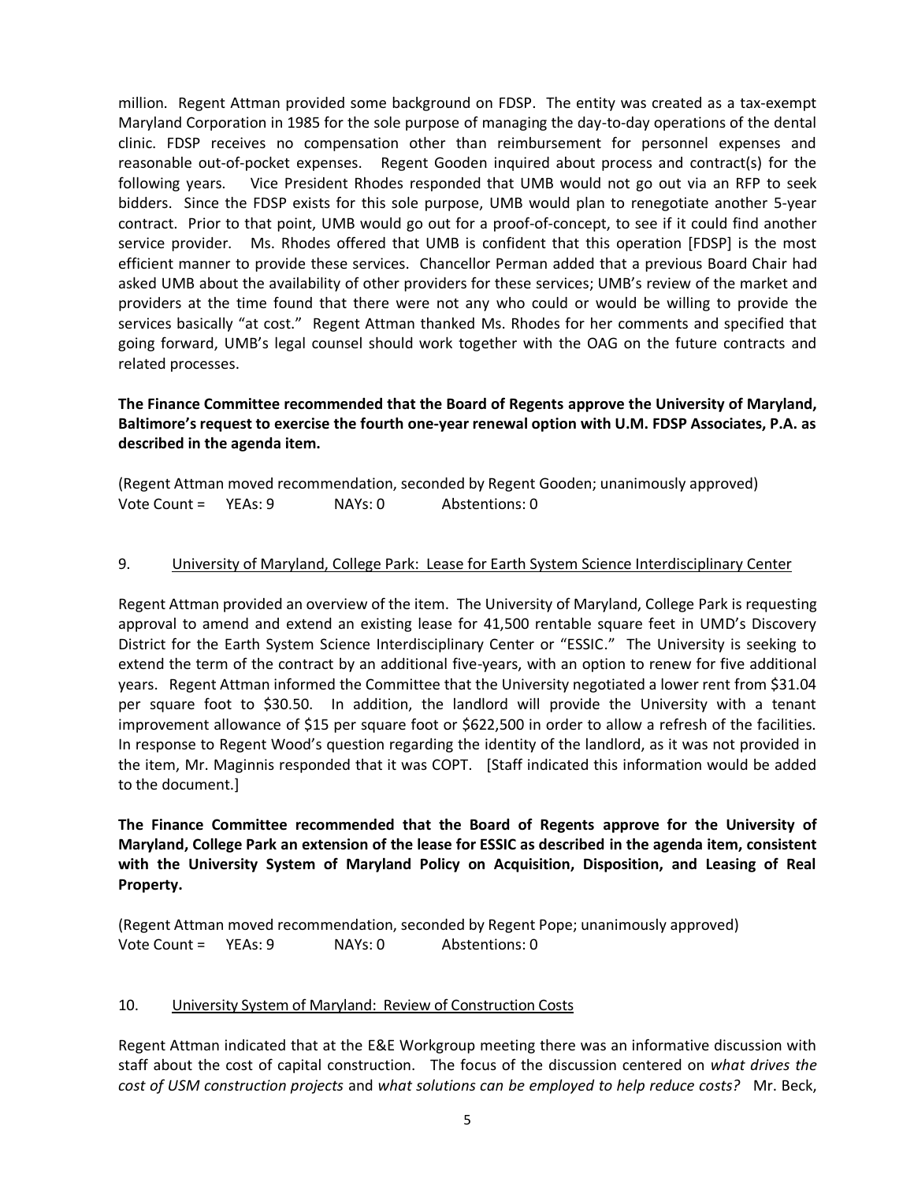million. Regent Attman provided some background on FDSP. The entity was created as a tax-exempt Maryland Corporation in 1985 for the sole purpose of managing the day-to-day operations of the dental clinic. FDSP receives no compensation other than reimbursement for personnel expenses and reasonable out-of-pocket expenses. Regent Gooden inquired about process and contract(s) for the following years. Vice President Rhodes responded that UMB would not go out via an RFP to seek bidders. Since the FDSP exists for this sole purpose, UMB would plan to renegotiate another 5-year contract. Prior to that point, UMB would go out for a proof-of-concept, to see if it could find another service provider. Ms. Rhodes offered that UMB is confident that this operation [FDSP] is the most efficient manner to provide these services. Chancellor Perman added that a previous Board Chair had asked UMB about the availability of other providers for these services; UMB's review of the market and providers at the time found that there were not any who could or would be willing to provide the services basically "at cost." Regent Attman thanked Ms. Rhodes for her comments and specified that going forward, UMB's legal counsel should work together with the OAG on the future contracts and related processes.

**The Finance Committee recommended that the Board of Regents approve the University of Maryland, Baltimore's request to exercise the fourth one-year renewal option with U.M. FDSP Associates, P.A. as described in the agenda item.**

(Regent Attman moved recommendation, seconded by Regent Gooden; unanimously approved)
Vote Count = YEAs: 9 NAYs: 0 Abstentions: 0

9. <u>University of Maryland, College Park: Lease for Earth System Science Interdisciplinary Center</u>

Regent Attman provided an overview of the item. The University of Maryland, College Park is requesting approval to amend and extend an existing lease for 41,500 rentable square feet in UMD's Discovery District for the Earth System Science Interdisciplinary Center or "ESSIC." The University is seeking to extend the term of the contract by an additional five-years, with an option to renew for five additional years. Regent Attman informed the Committee that the University negotiated a lower rent from $31.04 per square foot to $30.50. In addition, the landlord will provide the University with a tenant improvement allowance of $15 per square foot or $622,500 in order to allow a refresh of the facilities. In response to Regent Wood's question regarding the identity of the landlord, as it was not provided in the item, Mr. Maginnis responded that it was COPT. [Staff indicated this information would be added to the document.]

**The Finance Committee recommended that the Board of Regents approve for the University of Maryland, College Park an extension of the lease for ESSIC as described in the agenda item, consistent with the University System of Maryland Policy on Acquisition, Disposition, and Leasing of Real Property.**

(Regent Attman moved recommendation, seconded by Regent Pope; unanimously approved)
Vote Count = YEAs: 9 NAYs: 0 Abstentions: 0

10. <u>University System of Maryland: Review of Construction Costs</u>

Regent Attman indicated that at the E&E Workgroup meeting there was an informative discussion with staff about the cost of capital construction. The focus of the discussion centered on *what drives the cost of USM construction projects* and *what solutions can be employed to help reduce costs?* Mr. Beck,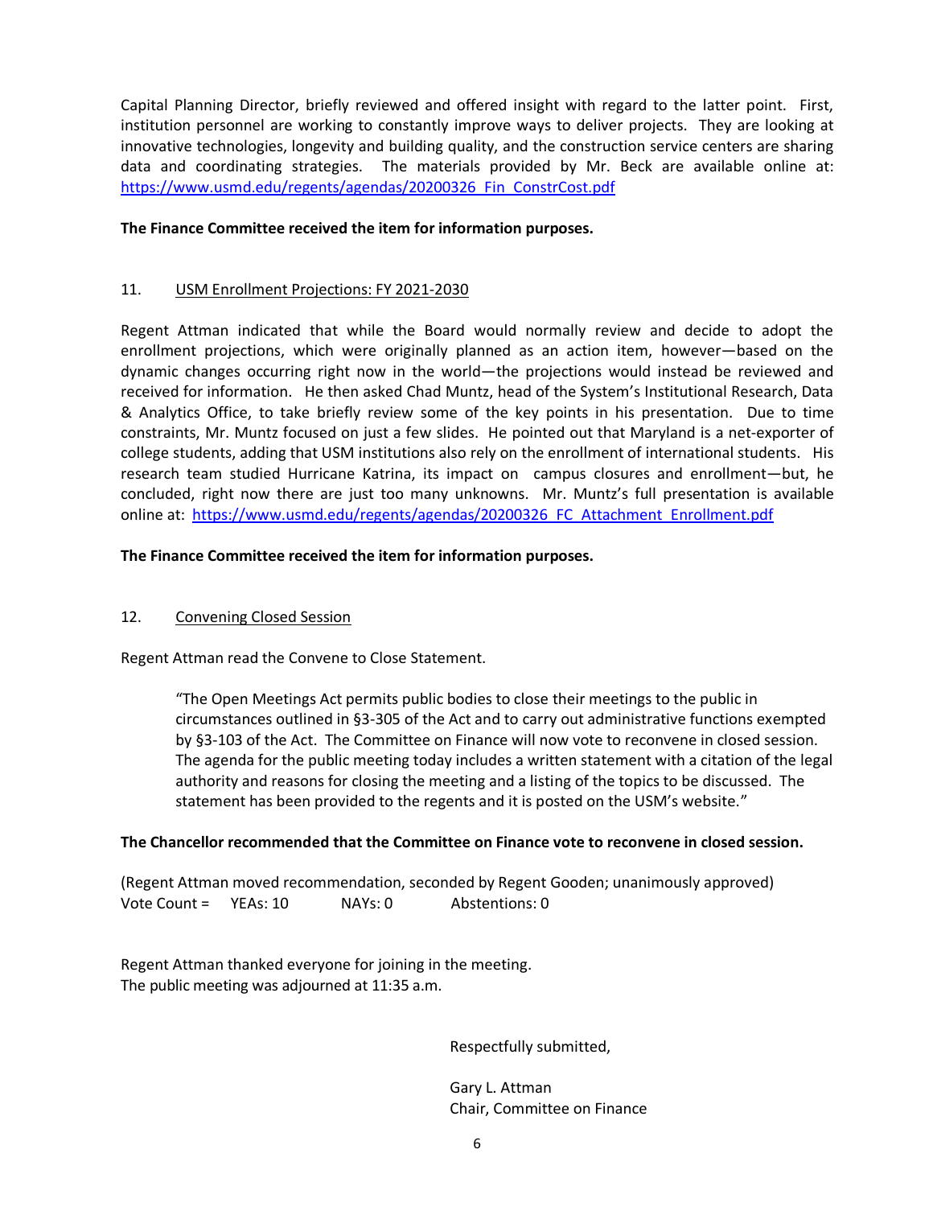Capital Planning Director, briefly reviewed and offered insight with regard to the latter point. First, institution personnel are working to constantly improve ways to deliver projects. They are looking at innovative technologies, longevity and building quality, and the construction service centers are sharing data and coordinating strategies. The materials provided by Mr. Beck are available online at: https://www.usmd.edu/regents/agendas/20200326_Fin_ConstrCost.pdf

**The Finance Committee received the item for information purposes.**

11. USM Enrollment Projections: FY 2021-2030

Regent Attman indicated that while the Board would normally review and decide to adopt the enrollment projections, which were originally planned as an action item, however—based on the dynamic changes occurring right now in the world—the projections would instead be reviewed and received for information. He then asked Chad Muntz, head of the System's Institutional Research, Data & Analytics Office, to take briefly review some of the key points in his presentation. Due to time constraints, Mr. Muntz focused on just a few slides. He pointed out that Maryland is a net-exporter of college students, adding that USM institutions also rely on the enrollment of international students. His research team studied Hurricane Katrina, its impact on campus closures and enrollment—but, he concluded, right now there are just too many unknowns. Mr. Muntz's full presentation is available online at: https://www.usmd.edu/regents/agendas/20200326_FC_Attachment_Enrollment.pdf

**The Finance Committee received the item for information purposes.**

12. Convening Closed Session

Regent Attman read the Convene to Close Statement.

> "The Open Meetings Act permits public bodies to close their meetings to the public in circumstances outlined in §3-305 of the Act and to carry out administrative functions exempted by §3-103 of the Act. The Committee on Finance will now vote to reconvene in closed session. The agenda for the public meeting today includes a written statement with a citation of the legal authority and reasons for closing the meeting and a listing of the topics to be discussed. The statement has been provided to the regents and it is posted on the USM's website."

**The Chancellor recommended that the Committee on Finance vote to reconvene in closed session.**

(Regent Attman moved recommendation, seconded by Regent Gooden; unanimously approved)
Vote Count = YEAs: 10 NAYs: 0 Abstentions: 0

Regent Attman thanked everyone for joining in the meeting.
The public meeting was adjourned at 11:35 a.m.

Respectfully submitted,

Gary L. Attman
Chair, Committee on Finance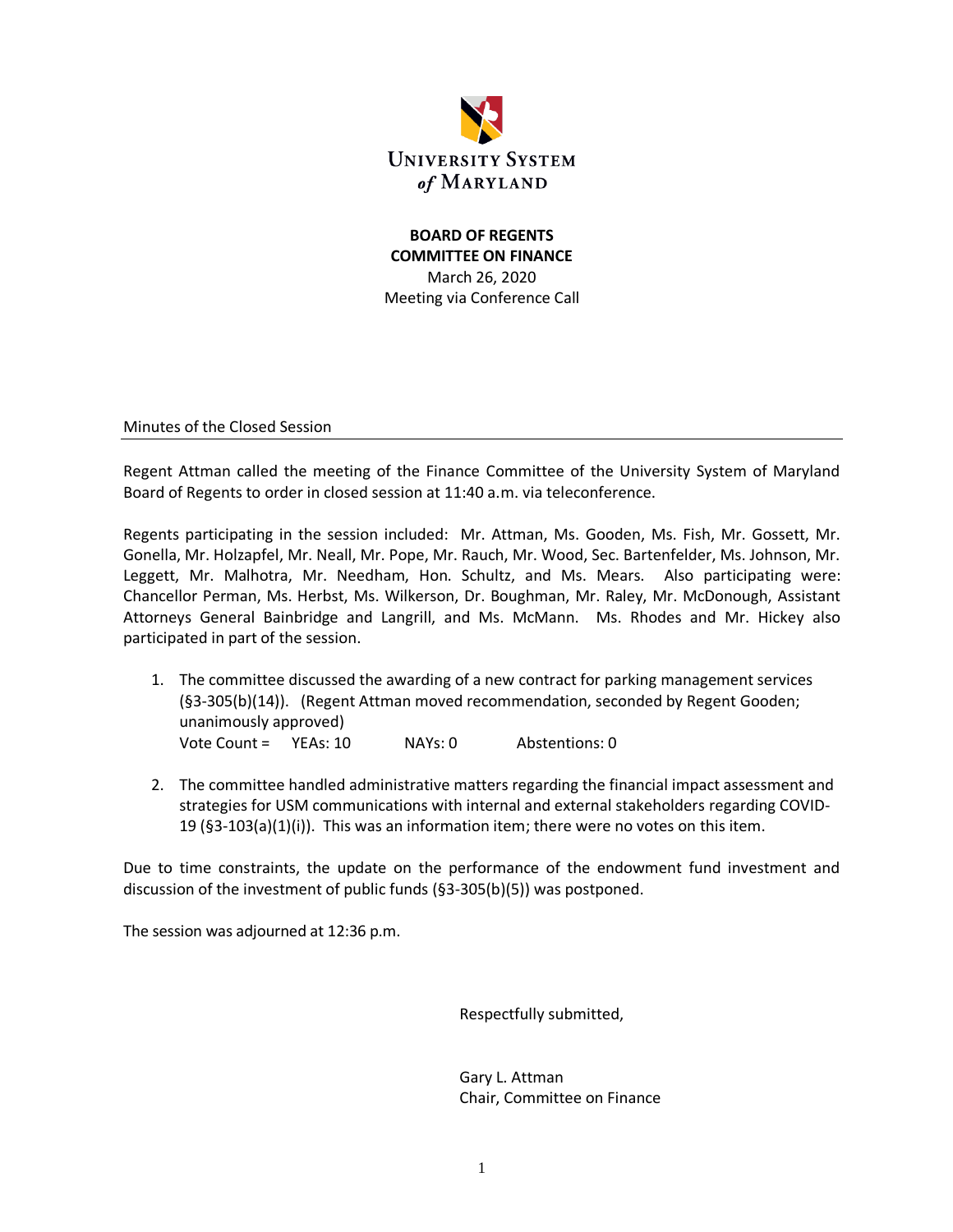UNIVERSITY SYSTEM of MARYLAND

**BOARD OF REGENTS**
**COMMITTEE ON FINANCE**
March 26, 2020
Meeting via Conference Call

Minutes of the Closed Session

Regent Attman called the meeting of the Finance Committee of the University System of Maryland Board of Regents to order in closed session at 11:40 a.m. via teleconference.

Regents participating in the session included: Mr. Attman, Ms. Gooden, Ms. Fish, Mr. Gossett, Mr. Gonella, Mr. Holzapfel, Mr. Neall, Mr. Pope, Mr. Rauch, Mr. Wood, Sec. Bartenfelder, Ms. Johnson, Mr. Leggett, Mr. Malhotra, Mr. Needham, Hon. Schultz, and Ms. Mears. Also participating were: Chancellor Perman, Ms. Herbst, Ms. Wilkerson, Dr. Boughman, Mr. Raley, Mr. McDonough, Assistant Attorneys General Bainbridge and Langrill, and Ms. McMann. Ms. Rhodes and Mr. Hickey also participated in part of the session.

1. The committee discussed the awarding of a new contract for parking management services (§3-305(b)(14)). (Regent Attman moved recommendation, seconded by Regent Gooden; unanimously approved)
   Vote Count = YEAs: 10 NAYs: 0 Abstentions: 0

2. The committee handled administrative matters regarding the financial impact assessment and strategies for USM communications with internal and external stakeholders regarding COVID-19 (§3-103(a)(1)(i)). This was an information item; there were no votes on this item.

Due to time constraints, the update on the performance of the endowment fund investment and discussion of the investment of public funds (§3-305(b)(5)) was postponed.

The session was adjourned at 12:36 p.m.

Respectfully submitted,

Gary L. Attman
Chair, Committee on Finance